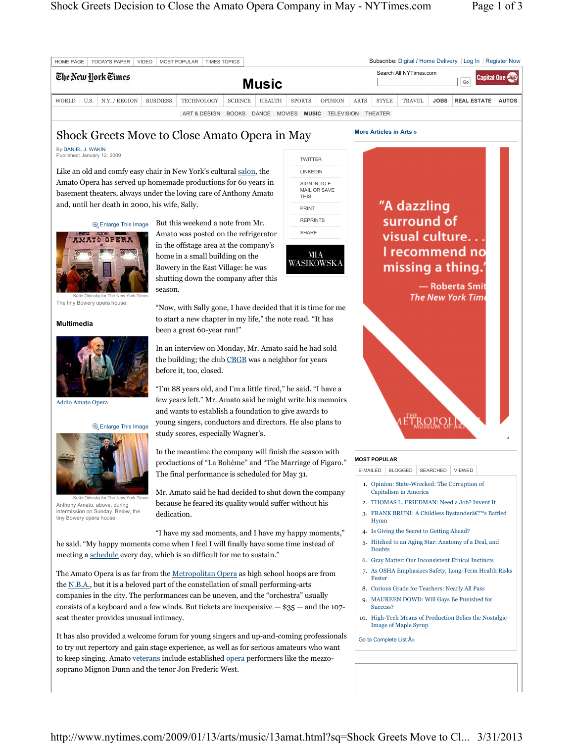# Shock Greets Move to Close Amato Opera in May

By DANIEL J. WAKIN
Published: January 12, 2009

Like an old and comfy easy chair in New York's cultural salon, the Amato Opera has served up homemade productions for 60 years in basement theaters, always under the loving care of Anthony Amato and, until her death in 2000, his wife, Sally.

The tiny Bowery opera house.

But this weekend a note from Mr. Amato was posted on the refrigerator in the offstage area at the company's home in a small building on the Bowery in the East Village: he was shutting down the company after this season.

"Now, with Sally gone, I have decided that it is time for me to start a new chapter in my life," the note read. "It has been a great 60-year run!"

In an interview on Monday, Mr. Amato said he had sold the building; the club CBGB was a neighbor for years before it, too, closed.

"I'm 88 years old, and I'm a little tired," he said. "I have a few years left." Mr. Amato said he might write his memoirs and wants to establish a foundation to give awards to young singers, conductors and directors. He also plans to study scores, especially Wagner's.

Anthony Amato, above, during intermission on Sunday. Below, the tiny Bowery opera house.

In the meantime the company will finish the season with productions of "La Bohème" and "The Marriage of Figaro." The final performance is scheduled for May 31.

Mr. Amato said he had decided to shut down the company because he feared its quality would suffer without his dedication.

"I have my sad moments, and I have my happy moments," he said. "My happy moments come when I feel I will finally have some time instead of meeting a schedule every day, which is so difficult for me to sustain."

The Amato Opera is as far from the Metropolitan Opera as high school hoops are from the N.B.A., but it is a beloved part of the constellation of small performing-arts companies in the city. The performances can be uneven, and the "orchestra" usually consists of a keyboard and a few winds. But tickets are inexpensive — $35 — and the 107-seat theater provides unusual intimacy.

It has also provided a welcome forum for young singers and up-and-coming professionals to try out repertory and gain stage experience, as well as for serious amateurs who want to keep singing. Amato veterans include established opera performers like the mezzo-soprano Mignon Dunn and the tenor Jon Frederic West.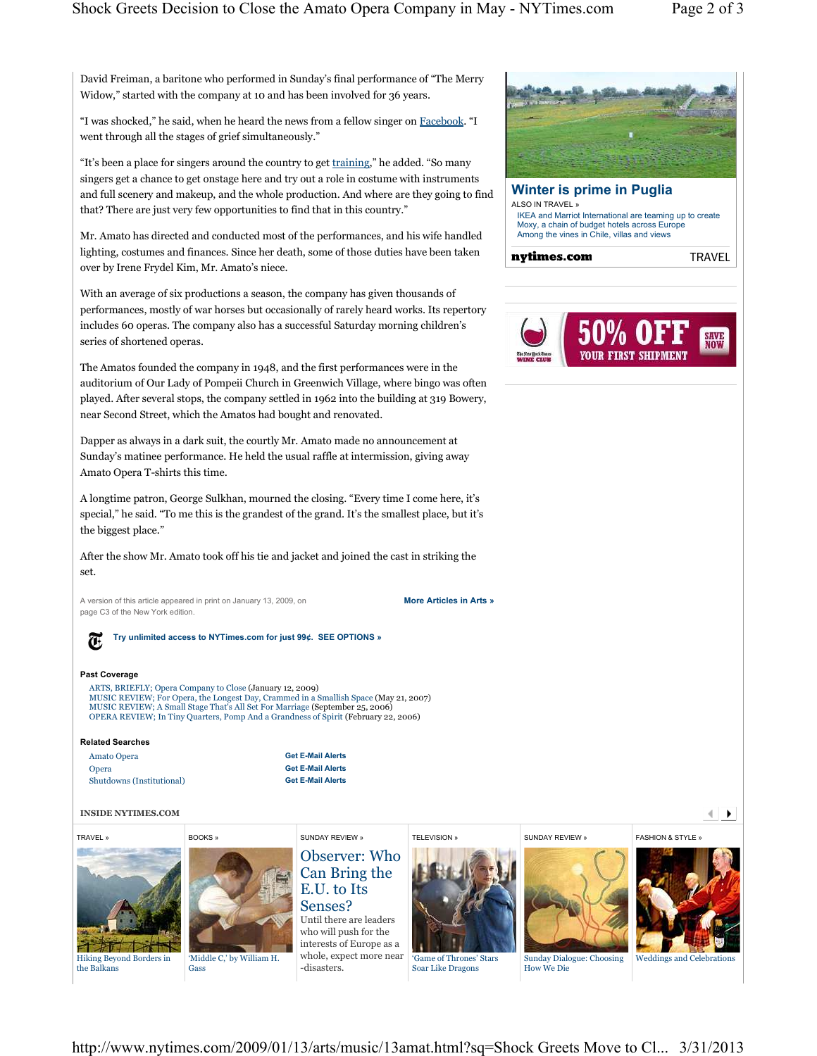David Freiman, a baritone who performed in Sunday's final performance of "The Merry Widow," started with the company at 10 and has been involved for 36 years.

"I was shocked," he said, when he heard the news from a fellow singer on Facebook. "I went through all the stages of grief simultaneously."

"It's been a place for singers around the country to get training," he added. "So many singers get a chance to get onstage here and try out a role in costume with instruments and full scenery and makeup, and the whole production. And where are they going to find that? There are just very few opportunities to find that in this country."

Mr. Amato has directed and conducted most of the performances, and his wife handled lighting, costumes and finances. Since her death, some of those duties have been taken over by Irene Frydel Kim, Mr. Amato's niece.

With an average of six productions a season, the company has given thousands of performances, mostly of war horses but occasionally of rarely heard works. Its repertory includes 60 operas. The company also has a successful Saturday morning children's series of shortened operas.

The Amatos founded the company in 1948, and the first performances were in the auditorium of Our Lady of Pompeii Church in Greenwich Village, where bingo was often played. After several stops, the company settled in 1962 into the building at 319 Bowery, near Second Street, which the Amatos had bought and renovated.

Dapper as always in a dark suit, the courtly Mr. Amato made no announcement at Sunday's matinee performance. He held the usual raffle at intermission, giving away Amato Opera T-shirts this time.

A longtime patron, George Sulkhan, mourned the closing. "Every time I come here, it's special," he said. "To me this is the grandest of the grand. It's the smallest place, but it's the biggest place."

After the show Mr. Amato took off his tie and jacket and joined the cast in striking the set.

A version of this article appeared in print on January 13, 2009, on page C3 of the New York edition.

More Articles in Arts »

Try unlimited access to NYTimes.com for just 99¢. SEE OPTIONS »

**Past Coverage**

- ARTS, BRIEFLY; Opera Company to Close (January 12, 2009)
- MUSIC REVIEW; For Opera, the Longest Day, Crammed in a Smallish Space (May 21, 2007)
- MUSIC REVIEW; A Small Stage That's All Set For Marriage (September 25, 2006)
- OPERA REVIEW; In Tiny Quarters, Pomp And a Grandness of Spirit (February 22, 2006)

**Related Searches**

- Amato Opera — Get E-Mail Alerts
- Opera — Get E-Mail Alerts
- Shutdowns (Institutional) — Get E-Mail Alerts

**INSIDE NYTIMES.COM**

- TRAVEL » Hiking Beyond Borders in the Balkans
- BOOKS » 'Middle C,' by William H. Gass
- SUNDAY REVIEW » Observer: Who Can Bring the E.U. to Its Senses? Until there are leaders who will push for the interests of Europe as a whole, expect more near-disasters.
- TELEVISION » 'Game of Thrones' Stars Soar Like Dragons
- SUNDAY REVIEW » Sunday Dialogue: Choosing How We Die
- FASHION & STYLE » Weddings and Celebrations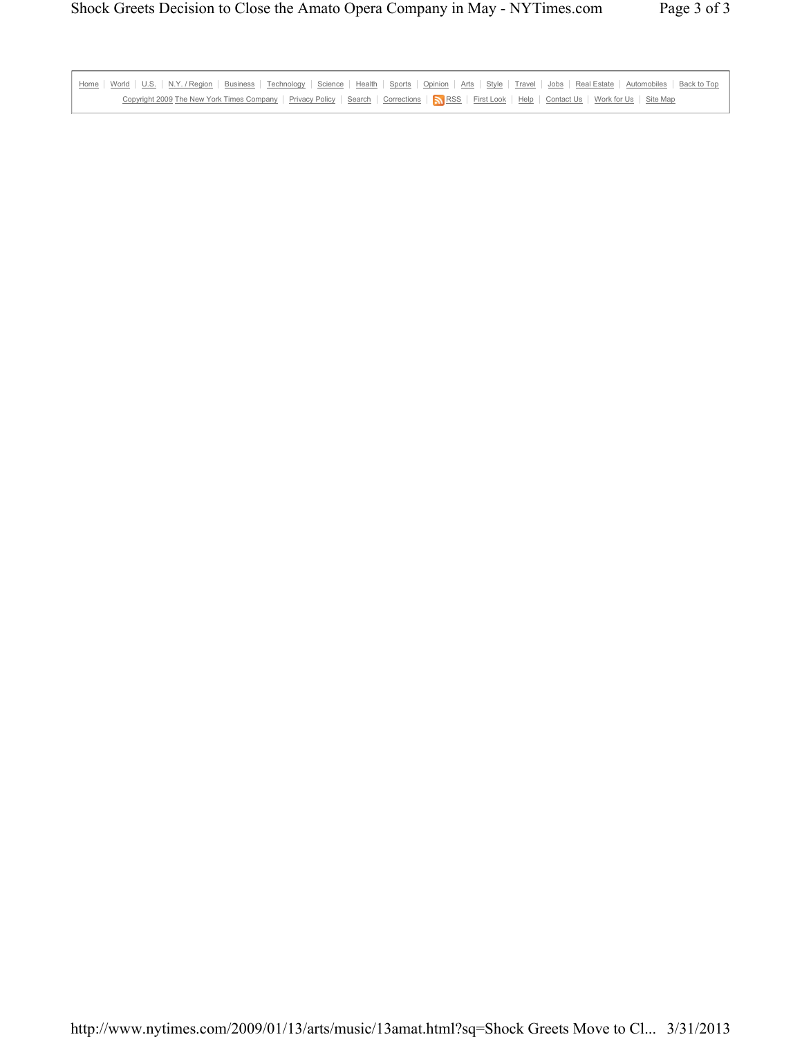Home | World | U.S. | N.Y. / Region | Business | Technology | Science | Health | Sports | Opinion | Arts | Style | Travel | Jobs | Real Estate | Automobiles | Back to Top

Copyright 2009 The New York Times Company | Privacy Policy | Search | Corrections | RSS | First Look | Help | Contact Us | Work for Us | Site Map